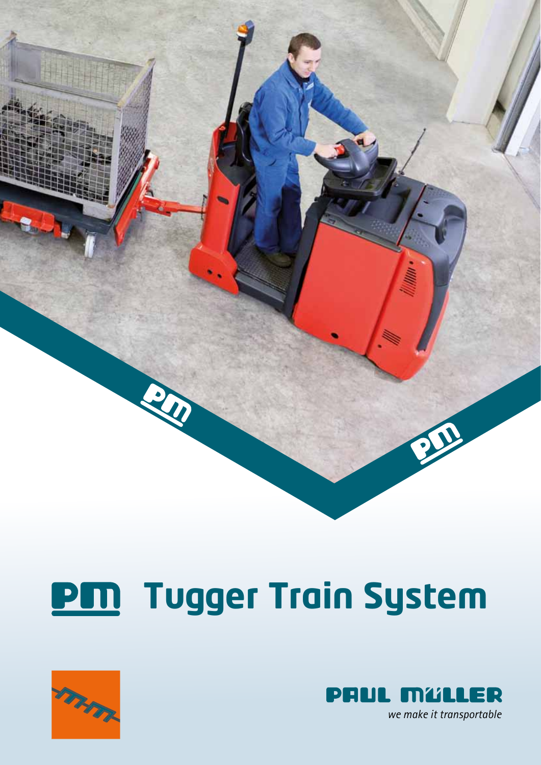# PM Tugger Train System

PAUL MÜLLER

*we make it transportable*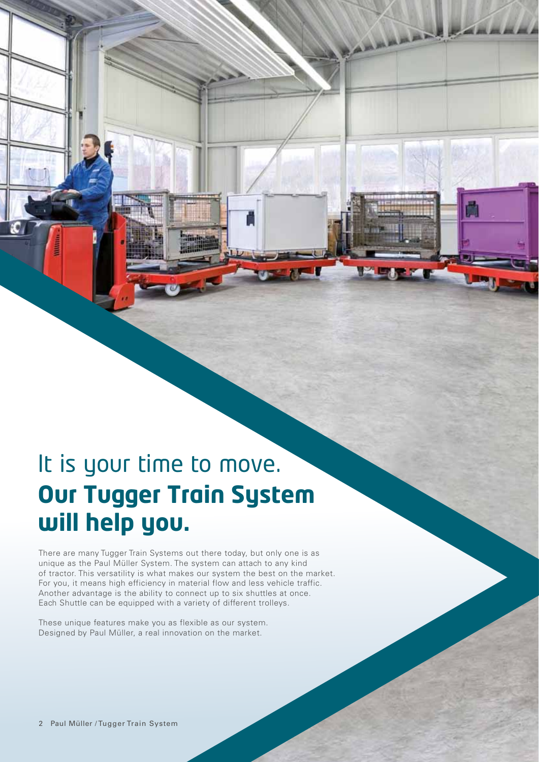# It is your time to move.
# **Our Tugger Train System will help you.**

There are many Tugger Train Systems out there today, but only one is as unique as the Paul Müller System. The system can attach to any kind of tractor. This versatility is what makes our system the best on the market. For you, it means high efficiency in material flow and less vehicle traffic. Another advantage is the ability to connect up to six shuttles at once. Each Shuttle can be equipped with a variety of different trolleys.

These unique features make you as flexible as our system. Designed by Paul Müller, a real innovation on the market.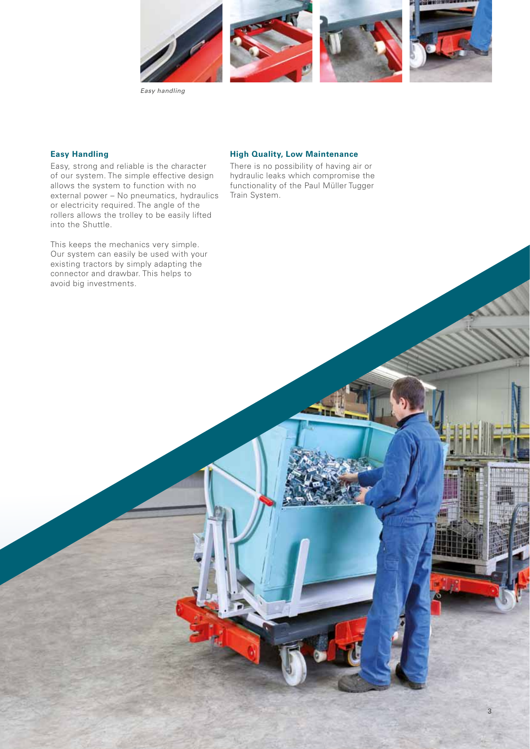*Easy handling*

### Easy Handling

Easy, strong and reliable is the character of our system. The simple effective design allows the system to function with no external power – No pneumatics, hydraulics or electricity required. The angle of the rollers allows the trolley to be easily lifted into the Shuttle.

This keeps the mechanics very simple. Our system can easily be used with your existing tractors by simply adapting the connector and drawbar. This helps to avoid big investments.

### High Quality, Low Maintenance

There is no possibility of having air or hydraulic leaks which compromise the functionality of the Paul Müller Tugger Train System.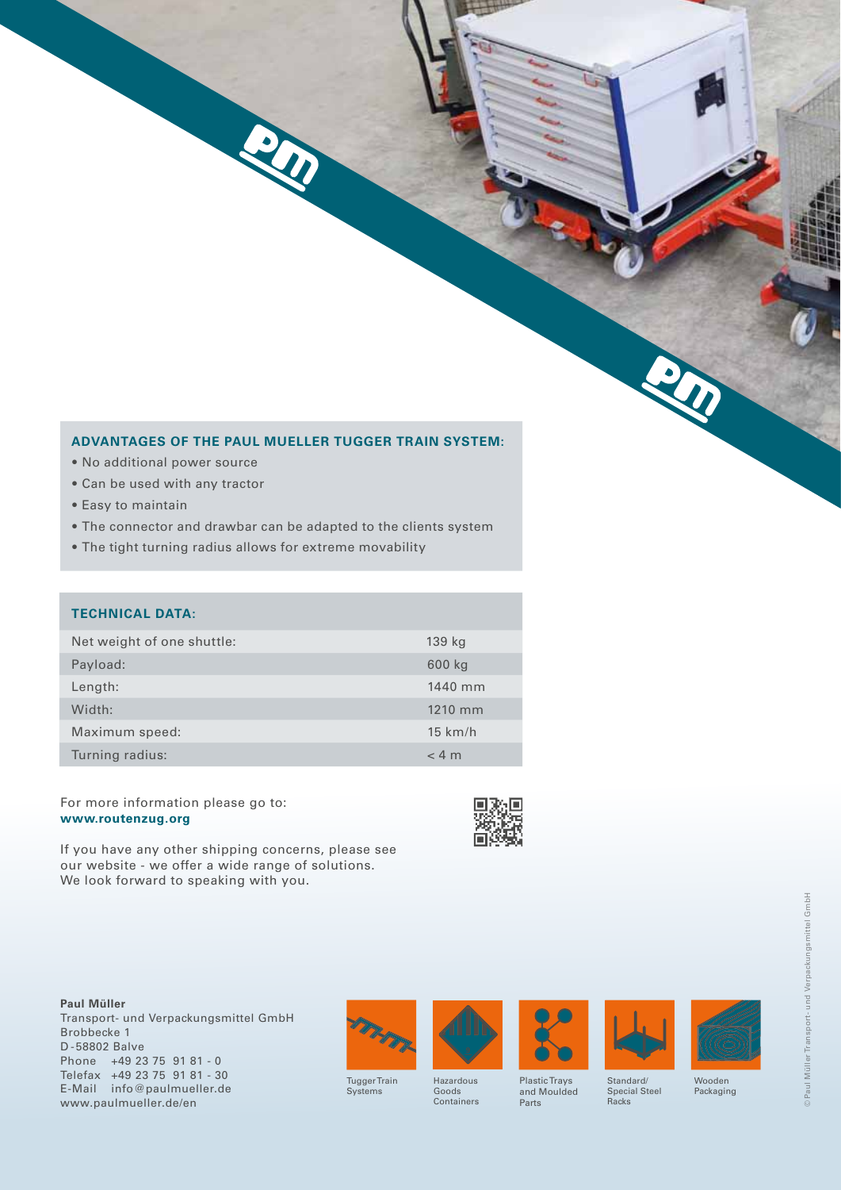## ADVANTAGES OF THE PAUL MUELLER TUGGER TRAIN SYSTEM:

- No additional power source
- Can be used with any tractor
- Easy to maintain
- The connector and drawbar can be adapted to the clients system
- The tight turning radius allows for extreme movability

## TECHNICAL DATA:

| | |
|---|---|
| Net weight of one shuttle: | 139 kg |
| Payload: | 600 kg |
| Length: | 1440 mm |
| Width: | 1210 mm |
| Maximum speed: | 15 km/h |
| Turning radius: | < 4 m |

For more information please go to:
**www.routenzug.org**

If you have any other shipping concerns, please see our website - we offer a wide range of solutions. We look forward to speaking with you.

**Paul Müller**
Transport- und Verpackungsmittel GmbH
Brobbecke 1
D-58802 Balve
Phone +49 23 75 91 81 - 0
Telefax +49 23 75 91 81 - 30
E-Mail info@paulmueller.de
www.paulmueller.de/en

Tugger Train Systems

Hazardous Goods Containers

Plastic Trays and Moulded Parts

Standard/ Special Steel Racks

Wooden Packaging

© Paul Müller Transport- und Verpackungsmittel GmbH